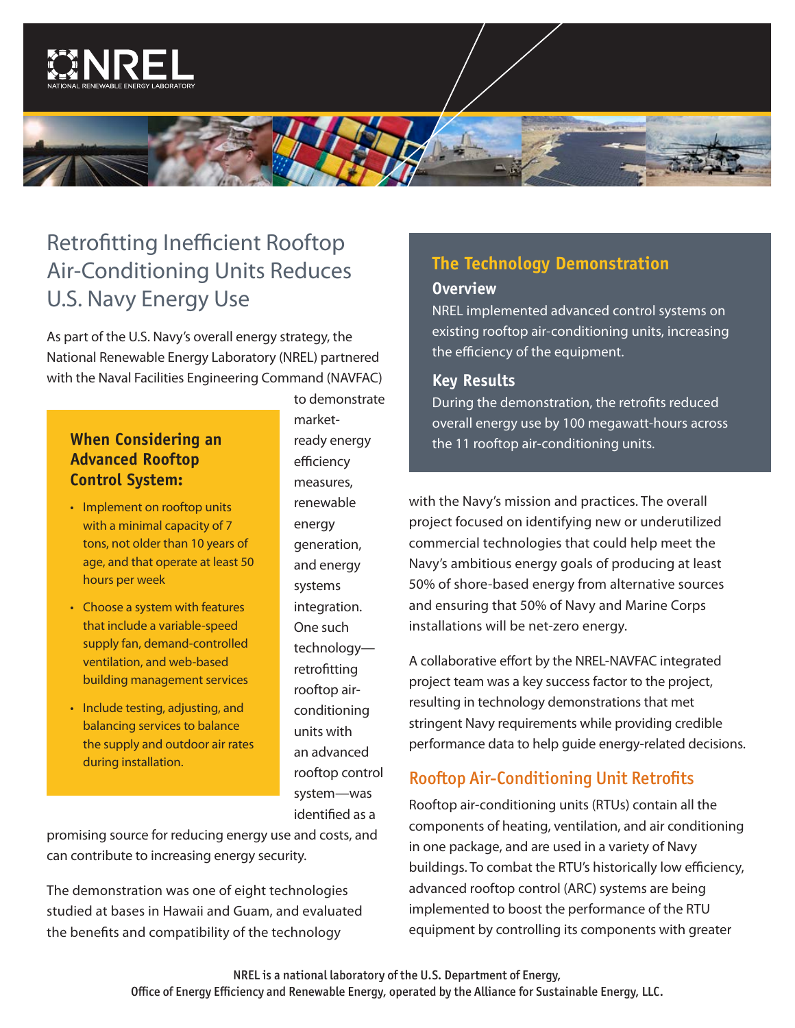# Retrofitting Inefficient Rooftop Air-Conditioning Units Reduces U.S. Navy Energy Use

As part of the U.S. Navy's overall energy strategy, the National Renewable Energy Laboratory (NREL) partnered with the Naval Facilities Engineering Command (NAVFAC) to demonstrate market-ready energy efficiency measures, renewable energy generation, and energy systems integration. One such technology—retrofitting rooftop air-conditioning units with an advanced rooftop control system—was identified as a promising source for reducing energy use and costs, and can contribute to increasing energy security.

### When Considering an Advanced Rooftop Control System:

- Implement on rooftop units with a minimal capacity of 7 tons, not older than 10 years of age, and that operate at least 50 hours per week
- Choose a system with features that include a variable-speed supply fan, demand-controlled ventilation, and web-based building management services
- Include testing, adjusting, and balancing services to balance the supply and outdoor air rates during installation.

The demonstration was one of eight technologies studied at bases in Hawaii and Guam, and evaluated the benefits and compatibility of the technology with the Navy's mission and practices. The overall project focused on identifying new or underutilized commercial technologies that could help meet the Navy's ambitious energy goals of producing at least 50% of shore-based energy from alternative sources and ensuring that 50% of Navy and Marine Corps installations will be net-zero energy.

A collaborative effort by the NREL-NAVFAC integrated project team was a key success factor to the project, resulting in technology demonstrations that met stringent Navy requirements while providing credible performance data to help guide energy-related decisions.

## The Technology Demonstration

### Overview

NREL implemented advanced control systems on existing rooftop air-conditioning units, increasing the efficiency of the equipment.

### Key Results

During the demonstration, the retrofits reduced overall energy use by 100 megawatt-hours across the 11 rooftop air-conditioning units.

## Rooftop Air-Conditioning Unit Retrofits

Rooftop air-conditioning units (RTUs) contain all the components of heating, ventilation, and air conditioning in one package, and are used in a variety of Navy buildings. To combat the RTU's historically low efficiency, advanced rooftop control (ARC) systems are being implemented to boost the performance of the RTU equipment by controlling its components with greater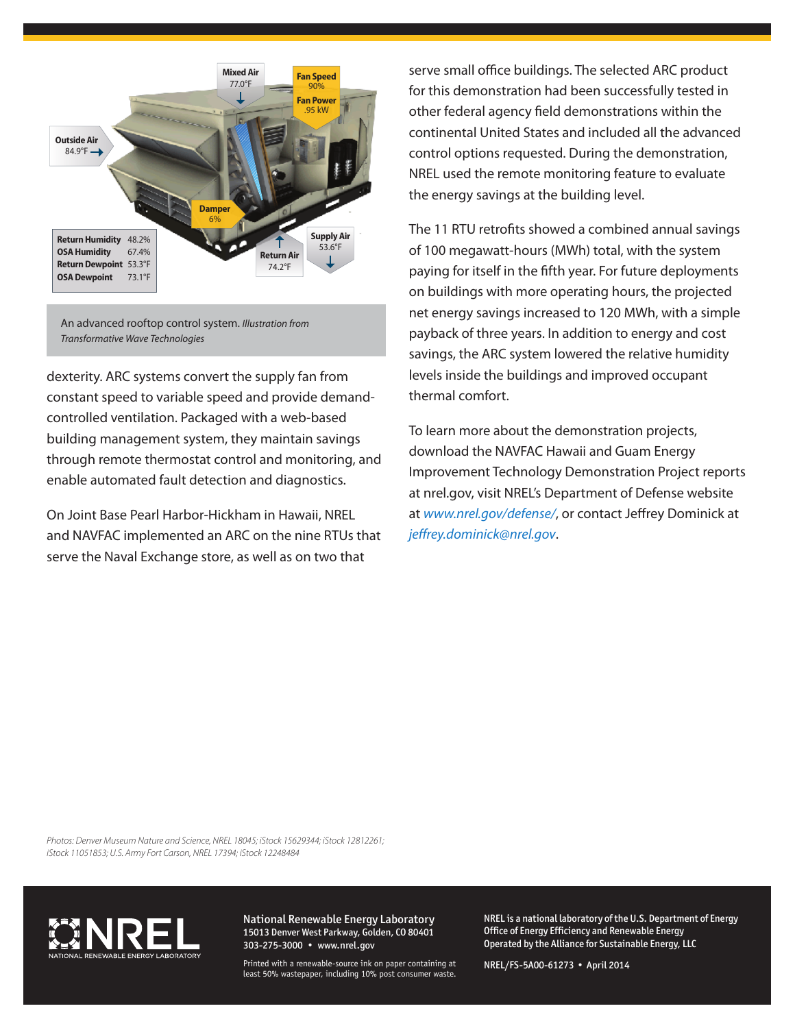Mixed Air
77.0°F

Fan Speed
90%

Fan Power
.95 kW

Outside Air
84.9°F

Damper
6%

Return Humidity 48.2%
OSA Humidity 67.4%
Return Dewpoint 53.3°F
OSA Dewpoint 73.1°F

Return Air
74.2°F

Supply Air
53.6°F

An advanced rooftop control system. *Illustration from Transformative Wave Technologies*

dexterity. ARC systems convert the supply fan from constant speed to variable speed and provide demand-controlled ventilation. Packaged with a web-based building management system, they maintain savings through remote thermostat control and monitoring, and enable automated fault detection and diagnostics.

On Joint Base Pearl Harbor-Hickham in Hawaii, NREL and NAVFAC implemented an ARC on the nine RTUs that serve the Naval Exchange store, as well as on two that serve small office buildings. The selected ARC product for this demonstration had been successfully tested in other federal agency field demonstrations within the continental United States and included all the advanced control options requested. During the demonstration, NREL used the remote monitoring feature to evaluate the energy savings at the building level.

The 11 RTU retrofits showed a combined annual savings of 100 megawatt-hours (MWh) total, with the system paying for itself in the fifth year. For future deployments on buildings with more operating hours, the projected net energy savings increased to 120 MWh, with a simple payback of three years. In addition to energy and cost savings, the ARC system lowered the relative humidity levels inside the buildings and improved occupant thermal comfort.

To learn more about the demonstration projects, download the NAVFAC Hawaii and Guam Energy Improvement Technology Demonstration Project reports at nrel.gov, visit NREL's Department of Defense website at *www.nrel.gov/defense/*, or contact Jeffrey Dominick at *jeffrey.dominick@nrel.gov*.

*Photos: Denver Museum Nature and Science, NREL 18045; iStock 15629344; iStock 12812261; iStock 11051853; U.S. Army Fort Carson, NREL 17394; iStock 12248484*

NREL
NATIONAL RENEWABLE ENERGY LABORATORY

**National Renewable Energy Laboratory**
15013 Denver West Parkway, Golden, CO 80401
303-275-3000 • www.nrel.gov

Printed with a renewable-source ink on paper containing at least 50% wastepaper, including 10% post consumer waste.

NREL is a national laboratory of the U.S. Department of Energy
Office of Energy Efficiency and Renewable Energy
Operated by the Alliance for Sustainable Energy, LLC

NREL/FS-5A00-61273 • April 2014